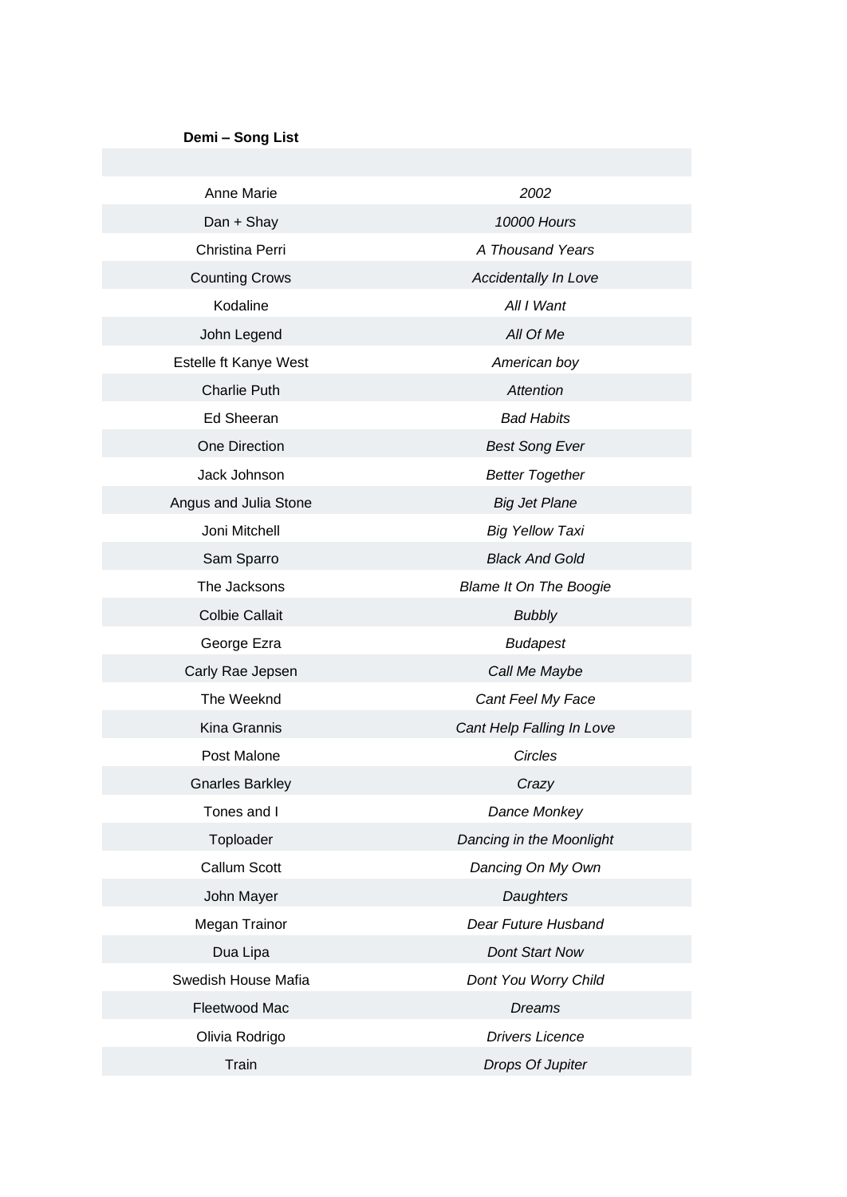**Demi – Song List**

| | |
|---|---|
| Anne Marie | *2002* |
| Dan + Shay | *10000 Hours* |
| Christina Perri | *A Thousand Years* |
| Counting Crows | *Accidentally In Love* |
| Kodaline | *All I Want* |
| John Legend | *All Of Me* |
| Estelle ft Kanye West | *American boy* |
| Charlie Puth | *Attention* |
| Ed Sheeran | *Bad Habits* |
| One Direction | *Best Song Ever* |
| Jack Johnson | *Better Together* |
| Angus and Julia Stone | *Big Jet Plane* |
| Joni Mitchell | *Big Yellow Taxi* |
| Sam Sparro | *Black And Gold* |
| The Jacksons | *Blame It On The Boogie* |
| Colbie Callait | *Bubbly* |
| George Ezra | *Budapest* |
| Carly Rae Jepsen | *Call Me Maybe* |
| The Weeknd | *Cant Feel My Face* |
| Kina Grannis | *Cant Help Falling In Love* |
| Post Malone | *Circles* |
| Gnarles Barkley | *Crazy* |
| Tones and I | *Dance Monkey* |
| Toploader | *Dancing in the Moonlight* |
| Callum Scott | *Dancing On My Own* |
| John Mayer | *Daughters* |
| Megan Trainor | *Dear Future Husband* |
| Dua Lipa | *Dont Start Now* |
| Swedish House Mafia | *Dont You Worry Child* |
| Fleetwood Mac | *Dreams* |
| Olivia Rodrigo | *Drivers Licence* |
| Train | *Drops Of Jupiter* |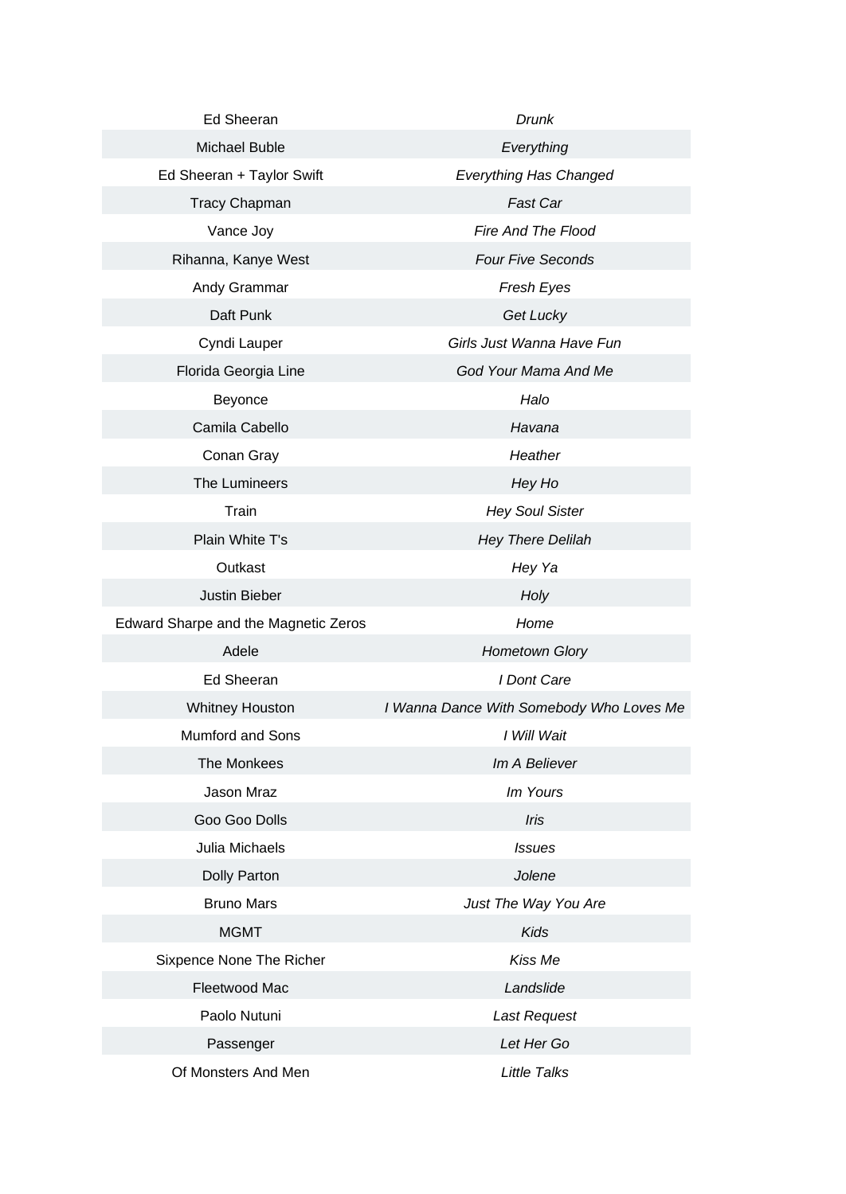| | |
|---|---|
| Ed Sheeran | *Drunk* |
| Michael Buble | *Everything* |
| Ed Sheeran + Taylor Swift | *Everything Has Changed* |
| Tracy Chapman | *Fast Car* |
| Vance Joy | *Fire And The Flood* |
| Rihanna, Kanye West | *Four Five Seconds* |
| Andy Grammar | *Fresh Eyes* |
| Daft Punk | *Get Lucky* |
| Cyndi Lauper | *Girls Just Wanna Have Fun* |
| Florida Georgia Line | *God Your Mama And Me* |
| Beyonce | *Halo* |
| Camila Cabello | *Havana* |
| Conan Gray | *Heather* |
| The Lumineers | *Hey Ho* |
| Train | *Hey Soul Sister* |
| Plain White T's | *Hey There Delilah* |
| Outkast | *Hey Ya* |
| Justin Bieber | *Holy* |
| Edward Sharpe and the Magnetic Zeros | *Home* |
| Adele | *Hometown Glory* |
| Ed Sheeran | *I Dont Care* |
| Whitney Houston | *I Wanna Dance With Somebody Who Loves Me* |
| Mumford and Sons | *I Will Wait* |
| The Monkees | *Im A Believer* |
| Jason Mraz | *Im Yours* |
| Goo Goo Dolls | *Iris* |
| Julia Michaels | *Issues* |
| Dolly Parton | *Jolene* |
| Bruno Mars | *Just The Way You Are* |
| MGMT | *Kids* |
| Sixpence None The Richer | *Kiss Me* |
| Fleetwood Mac | *Landslide* |
| Paolo Nutuni | *Last Request* |
| Passenger | *Let Her Go* |
| Of Monsters And Men | *Little Talks* |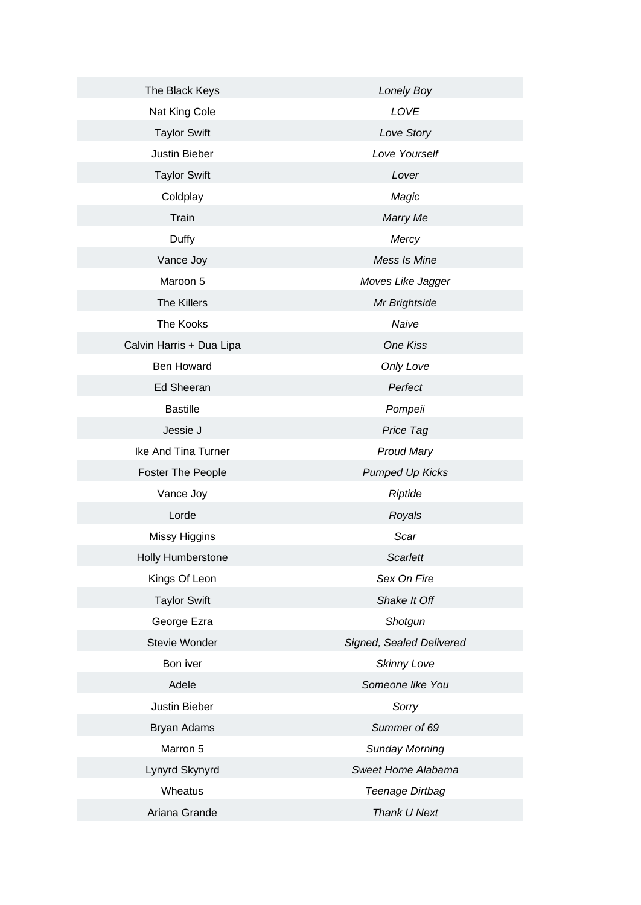| | |
|---|---|
| The Black Keys | *Lonely Boy* |
| Nat King Cole | *LOVE* |
| Taylor Swift | *Love Story* |
| Justin Bieber | *Love Yourself* |
| Taylor Swift | *Lover* |
| Coldplay | *Magic* |
| Train | *Marry Me* |
| Duffy | *Mercy* |
| Vance Joy | *Mess Is Mine* |
| Maroon 5 | *Moves Like Jagger* |
| The Killers | *Mr Brightside* |
| The Kooks | *Naive* |
| Calvin Harris + Dua Lipa | *One Kiss* |
| Ben Howard | *Only Love* |
| Ed Sheeran | *Perfect* |
| Bastille | *Pompeii* |
| Jessie J | *Price Tag* |
| Ike And Tina Turner | *Proud Mary* |
| Foster The People | *Pumped Up Kicks* |
| Vance Joy | *Riptide* |
| Lorde | *Royals* |
| Missy Higgins | *Scar* |
| Holly Humberstone | *Scarlett* |
| Kings Of Leon | *Sex On Fire* |
| Taylor Swift | *Shake It Off* |
| George Ezra | *Shotgun* |
| Stevie Wonder | *Signed, Sealed Delivered* |
| Bon iver | *Skinny Love* |
| Adele | *Someone like You* |
| Justin Bieber | *Sorry* |
| Bryan Adams | *Summer of 69* |
| Marron 5 | *Sunday Morning* |
| Lynyrd Skynyrd | *Sweet Home Alabama* |
| Wheatus | *Teenage Dirtbag* |
| Ariana Grande | *Thank U Next* |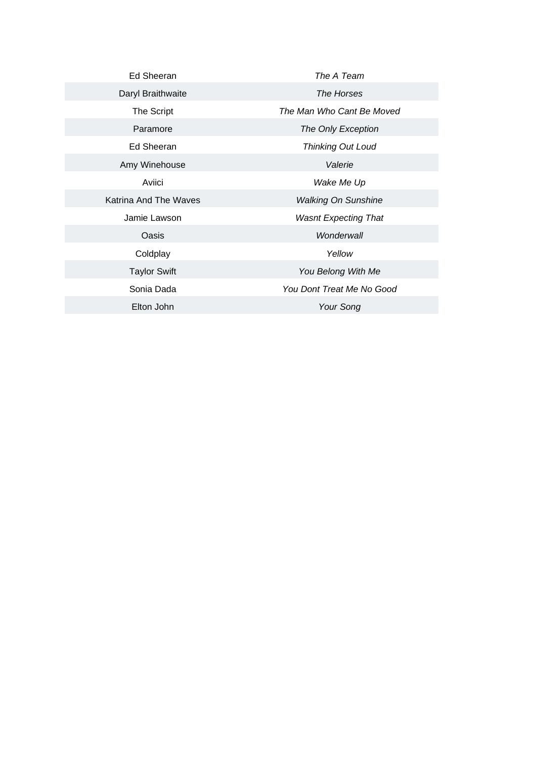| | |
|---|---|
| Ed Sheeran | *The A Team* |
| Daryl Braithwaite | *The Horses* |
| The Script | *The Man Who Cant Be Moved* |
| Paramore | *The Only Exception* |
| Ed Sheeran | *Thinking Out Loud* |
| Amy Winehouse | *Valerie* |
| Aviici | *Wake Me Up* |
| Katrina And The Waves | *Walking On Sunshine* |
| Jamie Lawson | *Wasnt Expecting That* |
| Oasis | *Wonderwall* |
| Coldplay | *Yellow* |
| Taylor Swift | *You Belong With Me* |
| Sonia Dada | *You Dont Treat Me No Good* |
| Elton John | *Your Song* |